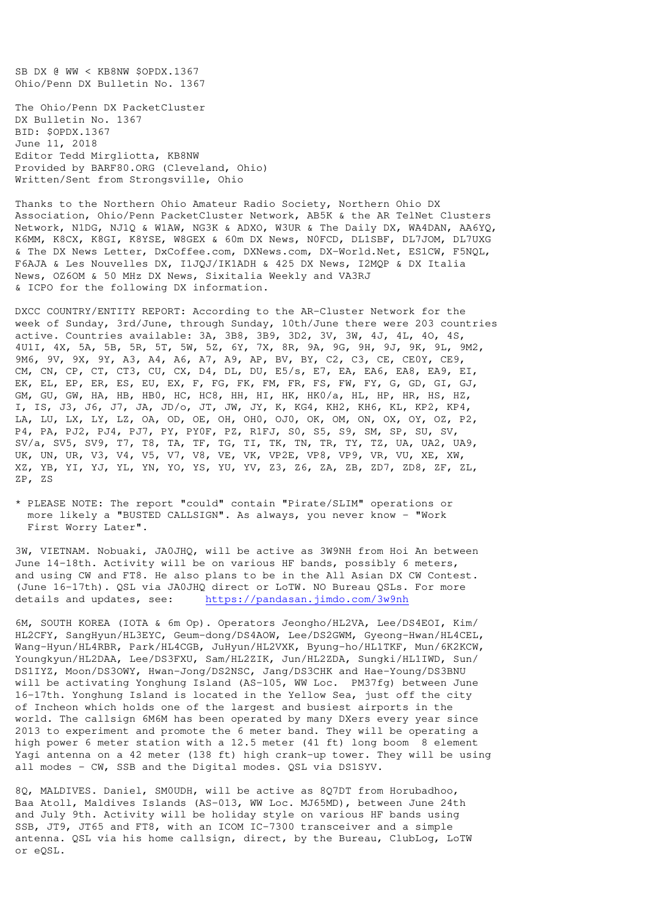SB DX @ WW < KB8NW $OPDX.1367
Ohio/Penn DX Bulletin No. 1367

The Ohio/Penn DX PacketCluster
DX Bulletin No. 1367
BID: $OPDX.1367
June 11, 2018
Editor Tedd Mirgliotta, KB8NW
Provided by BARF80.ORG (Cleveland, Ohio)
Written/Sent from Strongsville, Ohio

Thanks to the Northern Ohio Amateur Radio Society, Northern Ohio DX Association, Ohio/Penn PacketCluster Network, AB5K & the AR TelNet Clusters Network, N1DG, NJ1Q & W1AW, NG3K & ADXO, W3UR & The Daily DX, WA4DAN, AA6YQ, K6MM, K8CX, K8GI, K8YSE, W8GEX & 60m DX News, N0FCD, DL1SBF, DL7JOM, DL7UXG & The DX News Letter, DxCoffee.com, DXNews.com, DX-World.Net, ES1CW, F5NQL, F6AJA & Les Nouvelles DX, I1JQJ/IK1ADH & 425 DX News, I2MQP & DX Italia News, OZ6OM & 50 MHz DX News, Sixitalia Weekly and VA3RJ & ICPO for the following DX information.

DXCC COUNTRY/ENTITY REPORT: According to the AR-Cluster Network for the week of Sunday, 3rd/June, through Sunday, 10th/June there were 203 countries active. Countries available: 3A, 3B8, 3B9, 3D2, 3V, 3W, 4J, 4L, 4O, 4S, 4U1I, 4X, 5A, 5B, 5R, 5T, 5W, 5Z, 6Y, 7X, 8R, 9A, 9G, 9H, 9J, 9K, 9L, 9M2, 9M6, 9V, 9X, 9Y, A3, A4, A6, A7, A9, AP, BV, BY, C2, C3, CE, CE0Y, CE9, CM, CN, CP, CT, CT3, CU, CX, D4, DL, DU, E5/s, E7, EA, EA6, EA8, EA9, EI, EK, EL, EP, ER, ES, EU, EX, F, FG, FK, FM, FR, FS, FW, FY, G, GD, GI, GJ, GM, GU, GW, HA, HB, HB0, HC, HC8, HH, HI, HK, HK0/a, HL, HP, HR, HS, HZ, I, IS, J3, J6, J7, JA, JD/o, JT, JW, JY, K, KG4, KH2, KH6, KL, KP2, KP4, LA, LU, LX, LY, LZ, OA, OD, OE, OH, OH0, OJ0, OK, OM, ON, OX, OY, OZ, P2, P4, PA, PJ2, PJ4, PJ7, PY, PY0F, PZ, R1FJ, S0, S5, S9, SM, SP, SU, SV, SV/a, SV5, SV9, T7, T8, TA, TF, TG, TI, TK, TN, TR, TY, TZ, UA, UA2, UA9, UK, UN, UR, V3, V4, V5, V7, V8, VE, VK, VP2E, VP8, VP9, VR, VU, XE, XW, XZ, YB, YI, YJ, YL, YN, YO, YS, YU, YV, Z3, Z6, ZA, ZB, ZD7, ZD8, ZF, ZL, ZP, ZS

* PLEASE NOTE: The report "could" contain "Pirate/SLIM" operations or more likely a "BUSTED CALLSIGN". As always, you never know - "Work First Worry Later".

3W, VIETNAM. Nobuaki, JA0JHQ, will be active as 3W9NH from Hoi An between June 14-18th. Activity will be on various HF bands, possibly 6 meters, and using CW and FT8. He also plans to be in the All Asian DX CW Contest. (June 16-17th). QSL via JA0JHQ direct or LoTW. NO Bureau QSLs. For more details and updates, see: https://pandasan.jimdo.com/3w9nh

6M, SOUTH KOREA (IOTA & 6m Op). Operators Jeongho/HL2VA, Lee/DS4EOI, Kim/HL2CFY, SangHyun/HL3EYC, Geum-dong/DS4AOW, Lee/DS2GWM, Gyeong-Hwan/HL4CEL, Wang-Hyun/HL4RBR, Park/HL4CGB, JuHyun/HL2VXK, Byung-ho/HL1TKF, Mun/6K2KCW, Youngkyun/HL2DAA, Lee/DS3FXU, Sam/HL2ZIK, Jun/HL2ZDA, Sungki/HL1IWD, Sun/DS1IYZ, Moon/DS3OWY, Hwan-Jong/DS2NSC, Jang/DS3CHK and Hae-Young/DS3BNU will be activating Yonghung Island (AS-105, WW Loc. PM37fg) between June 16-17th. Yonghung Island is located in the Yellow Sea, just off the city of Incheon which holds one of the largest and busiest airports in the world. The callsign 6M6M has been operated by many DXers every year since 2013 to experiment and promote the 6 meter band. They will be operating a high power 6 meter station with a 12.5 meter (41 ft) long boom 8 element Yagi antenna on a 42 meter (138 ft) high crank-up tower. They will be using all modes - CW, SSB and the Digital modes. QSL via DS1SYV.

8Q, MALDIVES. Daniel, SM0UDH, will be active as 8Q7DT from Horubadhoo, Baa Atoll, Maldives Islands (AS-013, WW Loc. MJ65MD), between June 24th and July 9th. Activity will be holiday style on various HF bands using SSB, JT9, JT65 and FT8, with an ICOM IC-7300 transceiver and a simple antenna. QSL via his home callsign, direct, by the Bureau, ClubLog, LoTW or eQSL.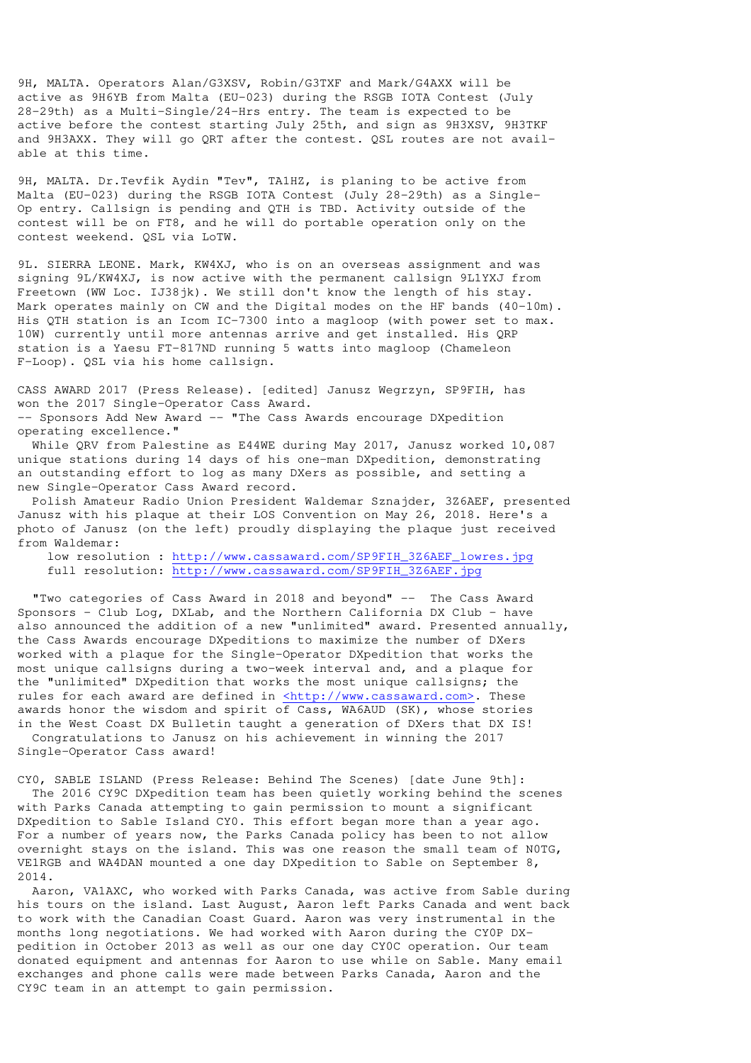9H, MALTA. Operators Alan/G3XSV, Robin/G3TXF and Mark/G4AXX will be active as 9H6YB from Malta (EU-023) during the RSGB IOTA Contest (July 28-29th) as a Multi-Single/24-Hrs entry. The team is expected to be active before the contest starting July 25th, and sign as 9H3XSV, 9H3TKF and 9H3AXX. They will go QRT after the contest. QSL routes are not available at this time.

9H, MALTA. Dr.Tevfik Aydin "Tev", TA1HZ, is planing to be active from Malta (EU-023) during the RSGB IOTA Contest (July 28-29th) as a Single-Op entry. Callsign is pending and QTH is TBD. Activity outside of the contest will be on FT8, and he will do portable operation only on the contest weekend. QSL via LoTW.

9L. SIERRA LEONE. Mark, KW4XJ, who is on an overseas assignment and was signing 9L/KW4XJ, is now active with the permanent callsign 9L1YXJ from Freetown (WW Loc. IJ38jk). We still don't know the length of his stay. Mark operates mainly on CW and the Digital modes on the HF bands (40-10m). His QTH station is an Icom IC-7300 into a magloop (with power set to max. 10W) currently until more antennas arrive and get installed. His QRP station is a Yaesu FT-817ND running 5 watts into magloop (Chameleon F-Loop). QSL via his home callsign.

CASS AWARD 2017 (Press Release). [edited] Janusz Wegrzyn, SP9FIH, has won the 2017 Single-Operator Cass Award.
-- Sponsors Add New Award -- "The Cass Awards encourage DXpedition operating excellence."

While QRV from Palestine as E44WE during May 2017, Janusz worked 10,087 unique stations during 14 days of his one-man DXpedition, demonstrating an outstanding effort to log as many DXers as possible, and setting a new Single-Operator Cass Award record.

Polish Amateur Radio Union President Waldemar Sznajder, 3Z6AEF, presented Janusz with his plaque at their LOS Convention on May 26, 2018. Here's a photo of Janusz (on the left) proudly displaying the plaque just received from Waldemar:

low resolution : http://www.cassaward.com/SP9FIH_3Z6AEF_lowres.jpg
full resolution: http://www.cassaward.com/SP9FIH_3Z6AEF.jpg

"Two categories of Cass Award in 2018 and beyond" -- The Cass Award Sponsors - Club Log, DXLab, and the Northern California DX Club - have also announced the addition of a new "unlimited" award. Presented annually, the Cass Awards encourage DXpeditions to maximize the number of DXers worked with a plaque for the Single-Operator DXpedition that works the most unique callsigns during a two-week interval and, and a plaque for the "unlimited" DXpedition that works the most unique callsigns; the rules for each award are defined in <http://www.cassaward.com>. These awards honor the wisdom and spirit of Cass, WA6AUD (SK), whose stories in the West Coast DX Bulletin taught a generation of DXers that DX IS!

Congratulations to Janusz on his achievement in winning the 2017 Single-Operator Cass award!

CY0, SABLE ISLAND (Press Release: Behind The Scenes) [date June 9th]:

The 2016 CY9C DXpedition team has been quietly working behind the scenes with Parks Canada attempting to gain permission to mount a significant DXpedition to Sable Island CY0. This effort began more than a year ago. For a number of years now, the Parks Canada policy has been to not allow overnight stays on the island. This was one reason the small team of N0TG, VE1RGB and WA4DAN mounted a one day DXpedition to Sable on September 8, 2014.

Aaron, VA1AXC, who worked with Parks Canada, was active from Sable during his tours on the island. Last August, Aaron left Parks Canada and went back to work with the Canadian Coast Guard. Aaron was very instrumental in the months long negotiations. We had worked with Aaron during the CY0P DX-pedition in October 2013 as well as our one day CY0C operation. Our team donated equipment and antennas for Aaron to use while on Sable. Many email exchanges and phone calls were made between Parks Canada, Aaron and the CY9C team in an attempt to gain permission.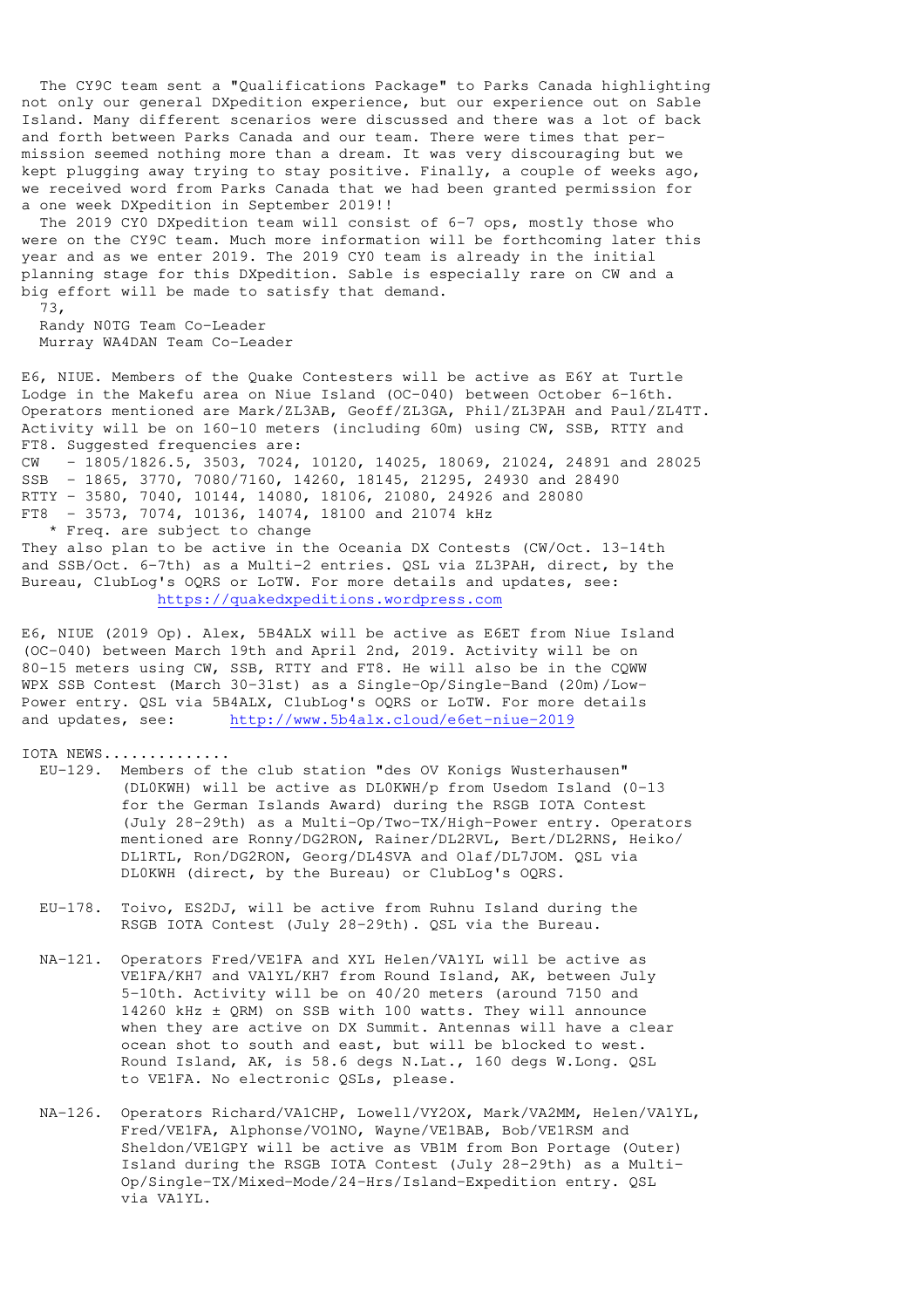The CY9C team sent a "Qualifications Package" to Parks Canada highlighting not only our general DXpedition experience, but our experience out on Sable Island. Many different scenarios were discussed and there was a lot of back and forth between Parks Canada and our team. There were times that permission seemed nothing more than a dream. It was very discouraging but we kept plugging away trying to stay positive. Finally, a couple of weeks ago, we received word from Parks Canada that we had been granted permission for a one week DXpedition in September 2019!!

The 2019 CY0 DXpedition team will consist of 6-7 ops, mostly those who were on the CY9C team. Much more information will be forthcoming later this year and as we enter 2019. The 2019 CY0 team is already in the initial planning stage for this DXpedition. Sable is especially rare on CW and a big effort will be made to satisfy that demand.

73,

Randy N0TG Team Co-Leader
Murray WA4DAN Team Co-Leader

E6, NIUE. Members of the Quake Contesters will be active as E6Y at Turtle Lodge in the Makefu area on Niue Island (OC-040) between October 6-16th. Operators mentioned are Mark/ZL3AB, Geoff/ZL3GA, Phil/ZL3PAH and Paul/ZL4TT. Activity will be on 160-10 meters (including 60m) using CW, SSB, RTTY and FT8. Suggested frequencies are:

```
CW   - 1805/1826.5, 3503, 7024, 10120, 14025, 18069, 21024, 24891 and 28025
SSB  - 1865, 3770, 7080/7160, 14260, 18145, 21295, 24930 and 28490
RTTY - 3580, 7040, 10144, 14080, 18106, 21080, 24926 and 28080
FT8  - 3573, 7074, 10136, 14074, 18100 and 21074 kHz
   * Freq. are subject to change
```

They also plan to be active in the Oceania DX Contests (CW/Oct. 13-14th and SSB/Oct. 6-7th) as a Multi-2 entries. QSL via ZL3PAH, direct, by the Bureau, ClubLog's OQRS or LoTW. For more details and updates, see: https://quakedxpeditions.wordpress.com

E6, NIUE (2019 Op). Alex, 5B4ALX will be active as E6ET from Niue Island (OC-040) between March 19th and April 2nd, 2019. Activity will be on 80-15 meters using CW, SSB, RTTY and FT8. He will also be in the CQWW WPX SSB Contest (March 30-31st) as a Single-Op/Single-Band (20m)/Low-Power entry. QSL via 5B4ALX, ClubLog's OQRS or LoTW. For more details and updates, see: http://www.5b4alx.cloud/e6et-niue-2019

IOTA NEWS.............

EU-129. Members of the club station "des OV Konigs Wusterhausen" (DL0KWH) will be active as DL0KWH/p from Usedom Island (O-13 for the German Islands Award) during the RSGB IOTA Contest (July 28-29th) as a Multi-Op/Two-TX/High-Power entry. Operators mentioned are Ronny/DG2RON, Rainer/DL2RVL, Bert/DL2RNS, Heiko/DL1RTL, Ron/DG2RON, Georg/DL4SVA and Olaf/DL7JOM. QSL via DL0KWH (direct, by the Bureau) or ClubLog's OQRS.

EU-178. Toivo, ES2DJ, will be active from Ruhnu Island during the RSGB IOTA Contest (July 28-29th). QSL via the Bureau.

NA-121. Operators Fred/VE1FA and XYL Helen/VA1YL will be active as VE1FA/KH7 and VA1YL/KH7 from Round Island, AK, between July 5-10th. Activity will be on 40/20 meters (around 7150 and 14260 kHz ± QRM) on SSB with 100 watts. They will announce when they are active on DX Summit. Antennas will have a clear ocean shot to south and east, but will be blocked to west. Round Island, AK, is 58.6 degs N.Lat., 160 degs W.Long. QSL to VE1FA. No electronic QSLs, please.

NA-126. Operators Richard/VA1CHP, Lowell/VY2OX, Mark/VA2MM, Helen/VA1YL, Fred/VE1FA, Alphonse/VO1NO, Wayne/VE1BAB, Bob/VE1RSM and Sheldon/VE1GPY will be active as VB1M from Bon Portage (Outer) Island during the RSGB IOTA Contest (July 28-29th) as a Multi-Op/Single-TX/Mixed-Mode/24-Hrs/Island-Expedition entry. QSL via VA1YL.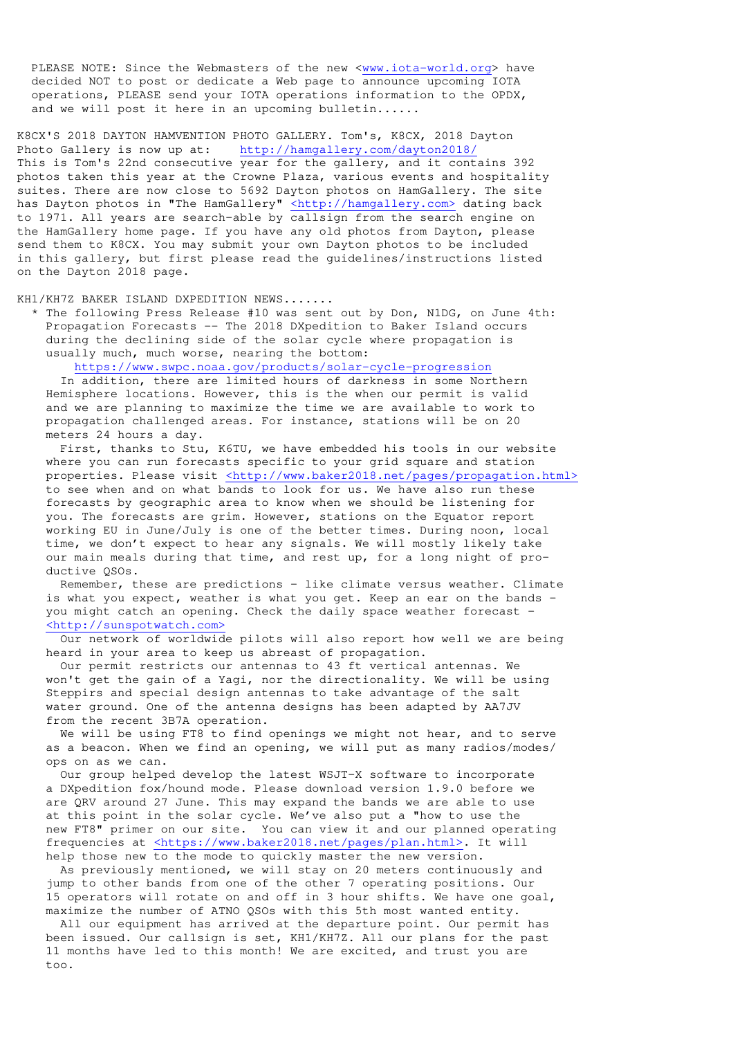PLEASE NOTE: Since the Webmasters of the new <www.iota-world.org> have decided NOT to post or dedicate a Web page to announce upcoming IOTA operations, PLEASE send your IOTA operations information to the OPDX, and we will post it here in an upcoming bulletin......

K8CX'S 2018 DAYTON HAMVENTION PHOTO GALLERY. Tom's, K8CX, 2018 Dayton Photo Gallery is now up at: http://hamgallery.com/dayton2018/ This is Tom's 22nd consecutive year for the gallery, and it contains 392 photos taken this year at the Crowne Plaza, various events and hospitality suites. There are now close to 5692 Dayton photos on HamGallery. The site has Dayton photos in "The HamGallery" <http://hamgallery.com> dating back to 1971. All years are search-able by callsign from the search engine on the HamGallery home page. If you have any old photos from Dayton, please send them to K8CX. You may submit your own Dayton photos to be included in this gallery, but first please read the guidelines/instructions listed on the Dayton 2018 page.

KH1/KH7Z BAKER ISLAND DXPEDITION NEWS.......

* The following Press Release #10 was sent out by Don, N1DG, on June 4th: Propagation Forecasts -- The 2018 DXpedition to Baker Island occurs during the declining side of the solar cycle where propagation is usually much, much worse, nearing the bottom:
  https://www.swpc.noaa.gov/products/solar-cycle-progression
  In addition, there are limited hours of darkness in some Northern Hemisphere locations. However, this is the when our permit is valid and we are planning to maximize the time we are available to work to propagation challenged areas. For instance, stations will be on 20 meters 24 hours a day.
  First, thanks to Stu, K6TU, we have embedded his tools in our website where you can run forecasts specific to your grid square and station properties. Please visit <http://www.baker2018.net/pages/propagation.html> to see when and on what bands to look for us. We have also run these forecasts by geographic area to know when we should be listening for you. The forecasts are grim. However, stations on the Equator report working EU in June/July is one of the better times. During noon, local time, we don't expect to hear any signals. We will mostly likely take our main meals during that time, and rest up, for a long night of productive QSOs.
  Remember, these are predictions - like climate versus weather. Climate is what you expect, weather is what you get. Keep an ear on the bands - you might catch an opening. Check the daily space weather forecast - <http://sunspotwatch.com>
  Our network of worldwide pilots will also report how well we are being heard in your area to keep us abreast of propagation.
  Our permit restricts our antennas to 43 ft vertical antennas. We won't get the gain of a Yagi, nor the directionality. We will be using Steppirs and special design antennas to take advantage of the salt water ground. One of the antenna designs has been adapted by AA7JV from the recent 3B7A operation.
  We will be using FT8 to find openings we might not hear, and to serve as a beacon. When we find an opening, we will put as many radios/modes/ops on as we can.
  Our group helped develop the latest WSJT-X software to incorporate a DXpedition fox/hound mode. Please download version 1.9.0 before we are QRV around 27 June. This may expand the bands we are able to use at this point in the solar cycle. We've also put a "how to use the new FT8" primer on our site. You can view it and our planned operating frequencies at <https://www.baker2018.net/pages/plan.html>. It will help those new to the mode to quickly master the new version.
  As previously mentioned, we will stay on 20 meters continuously and jump to other bands from one of the other 7 operating positions. Our 15 operators will rotate on and off in 3 hour shifts. We have one goal, maximize the number of ATNO QSOs with this 5th most wanted entity.
  All our equipment has arrived at the departure point. Our permit has been issued. Our callsign is set, KH1/KH7Z. All our plans for the past 11 months have led to this month! We are excited, and trust you are too.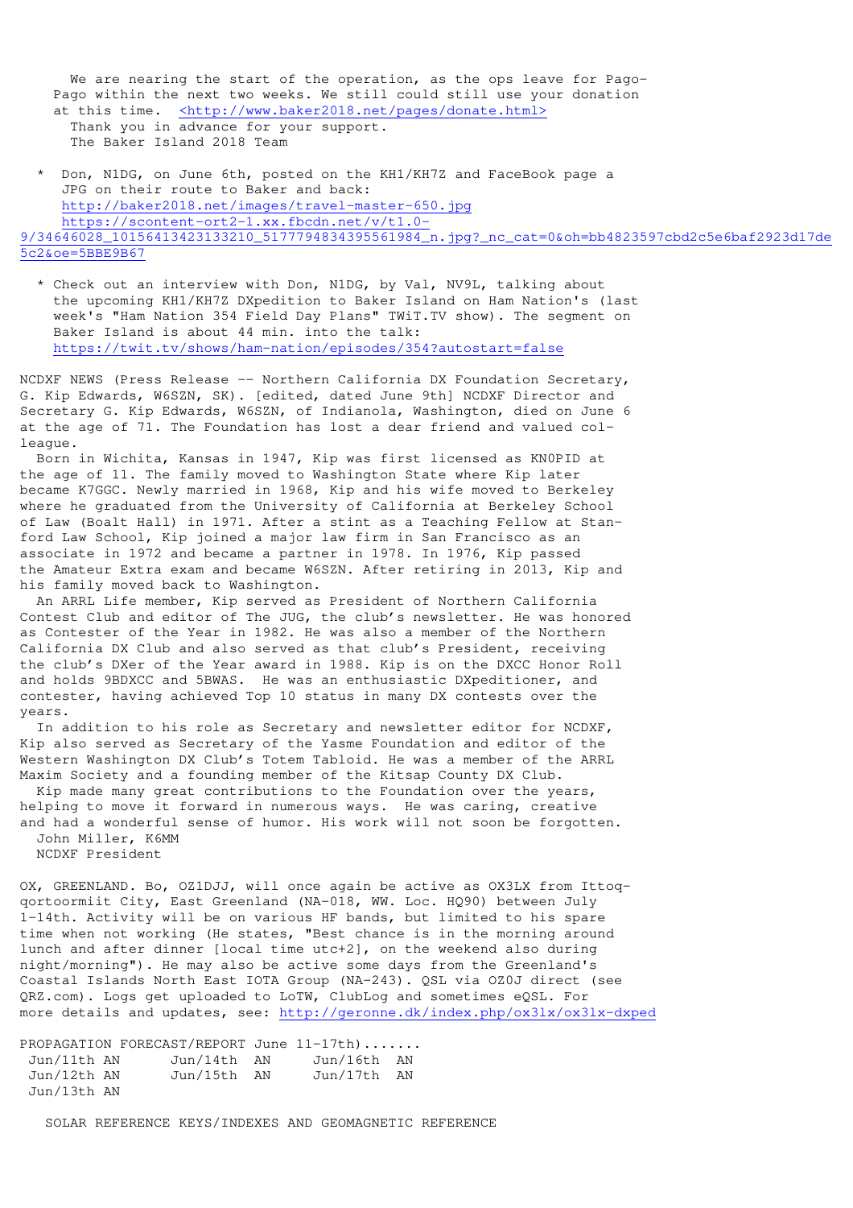We are nearing the start of the operation, as the ops leave for Pago-Pago within the next two weeks. We still could still use your donation at this time. <http://www.baker2018.net/pages/donate.html>
Thank you in advance for your support.
The Baker Island 2018 Team

* Don, N1DG, on June 6th, posted on the KH1/KH7Z and FaceBook page a JPG on their route to Baker and back:
  http://baker2018.net/images/travel-master-650.jpg
  https://scontent-ort2-1.xx.fbcdn.net/v/t1.0-9/34646028_10156413423133210_5177794834395561984_n.jpg?_nc_cat=0&oh=bb4823597cbd2c5e6baf2923d17de5c2&oe=5BBE9B67

* Check out an interview with Don, N1DG, by Val, NV9L, talking about the upcoming KH1/KH7Z DXpedition to Baker Island on Ham Nation's (last week's "Ham Nation 354 Field Day Plans" TWiT.TV show). The segment on Baker Island is about 44 min. into the talk:
  https://twit.tv/shows/ham-nation/episodes/354?autostart=false

NCDXF NEWS (Press Release -- Northern California DX Foundation Secretary, G. Kip Edwards, W6SZN, SK). [edited, dated June 9th] NCDXF Director and Secretary G. Kip Edwards, W6SZN, of Indianola, Washington, died on June 6 at the age of 71. The Foundation has lost a dear friend and valued colleague.

Born in Wichita, Kansas in 1947, Kip was first licensed as KN0PID at the age of 11. The family moved to Washington State where Kip later became K7GGC. Newly married in 1968, Kip and his wife moved to Berkeley where he graduated from the University of California at Berkeley School of Law (Boalt Hall) in 1971. After a stint as a Teaching Fellow at Stanford Law School, Kip joined a major law firm in San Francisco as an associate in 1972 and became a partner in 1978. In 1976, Kip passed the Amateur Extra exam and became W6SZN. After retiring in 2013, Kip and his family moved back to Washington.

An ARRL Life member, Kip served as President of Northern California Contest Club and editor of The JUG, the club's newsletter. He was honored as Contester of the Year in 1982. He was also a member of the Northern California DX Club and also served as that club's President, receiving the club's DXer of the Year award in 1988. Kip is on the DXCC Honor Roll and holds 9BDXCC and 5BWAS. He was an enthusiastic DXpeditioner, and contester, having achieved Top 10 status in many DX contests over the years.

In addition to his role as Secretary and newsletter editor for NCDXF, Kip also served as Secretary of the Yasme Foundation and editor of the Western Washington DX Club's Totem Tabloid. He was a member of the ARRL Maxim Society and a founding member of the Kitsap County DX Club.

Kip made many great contributions to the Foundation over the years, helping to move it forward in numerous ways. He was caring, creative and had a wonderful sense of humor. His work will not soon be forgotten.
John Miller, K6MM
NCDXF President

OX, GREENLAND. Bo, OZ1DJJ, will once again be active as OX3LX from Ittoqqortoormiit City, East Greenland (NA-018, WW. Loc. HQ90) between July 1-14th. Activity will be on various HF bands, but limited to his spare time when not working (He states, "Best chance is in the morning around lunch and after dinner [local time utc+2], on the weekend also during night/morning"). He may also be active some days from the Greenland's Coastal Islands North East IOTA Group (NA-243). QSL via OZ0J direct (see QRZ.com). Logs get uploaded to LoTW, ClubLog and sometimes eQSL. For more details and updates, see: http://geronne.dk/index.php/ox3lx/ox3lx-dxped

PROPAGATION FORECAST/REPORT June 11-17th).......

```
 Jun/11th AN      Jun/14th  AN     Jun/16th  AN
 Jun/12th AN      Jun/15th  AN     Jun/17th  AN
 Jun/13th AN
```

SOLAR REFERENCE KEYS/INDEXES AND GEOMAGNETIC REFERENCE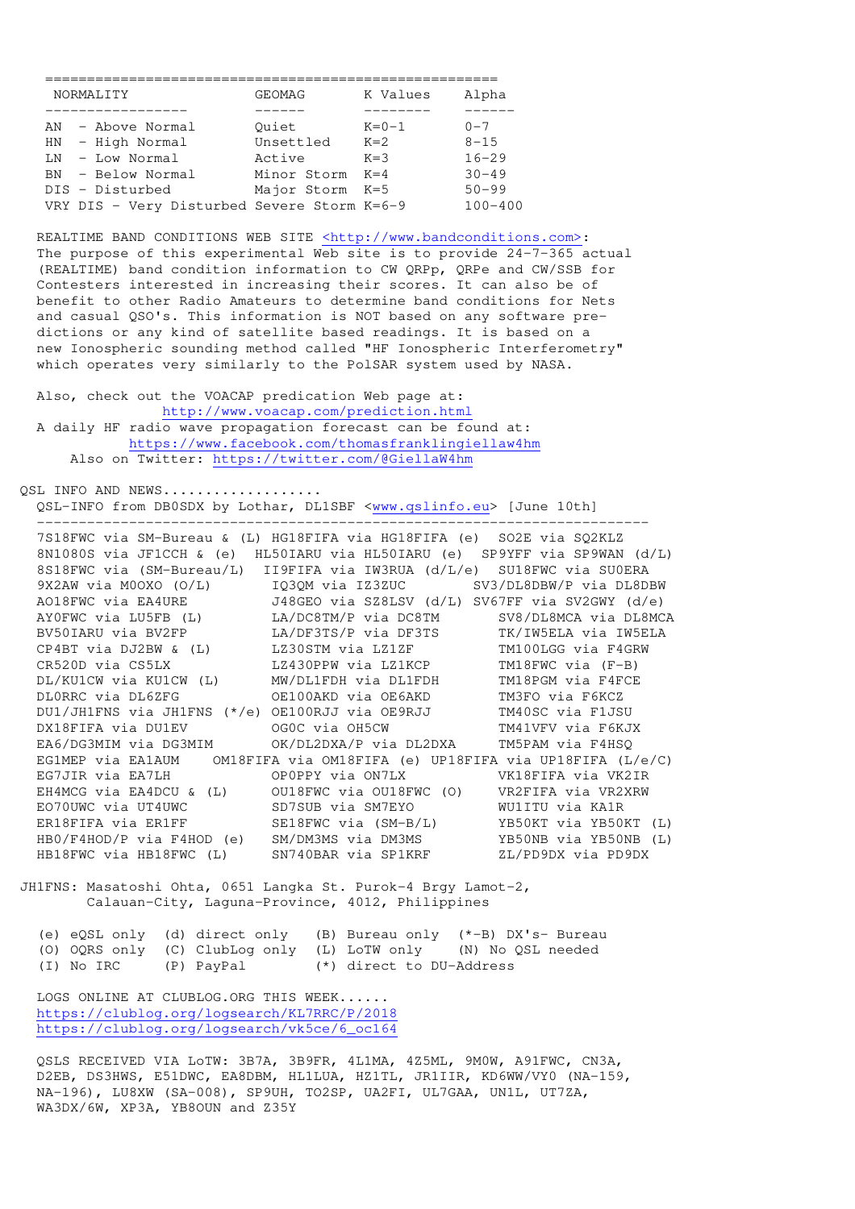| NORMALITY | GEOMAG | K Values | Alpha |
|---|---|---|---|
| AN - Above Normal | Quiet | K=0-1 | 0-7 |
| HN - High Normal | Unsettled | K=2 | 8-15 |
| LN - Low Normal | Active | K=3 | 16-29 |
| BN - Below Normal | Minor Storm | K=4 | 30-49 |
| DIS - Disturbed | Major Storm | K=5 | 50-99 |
| VRY DIS - Very Disturbed | Severe Storm | K=6-9 | 100-400 |

REALTIME BAND CONDITIONS WEB SITE <http://www.bandconditions.com>: The purpose of this experimental Web site is to provide 24-7-365 actual (REALTIME) band condition information to CW QRPp, QRPe and CW/SSB for Contesters interested in increasing their scores. It can also be of benefit to other Radio Amateurs to determine band conditions for Nets and casual QSO's. This information is NOT based on any software predictions or any kind of satellite based readings. It is based on a new Ionospheric sounding method called "HF Ionospheric Interferometry" which operates very similarly to the PolSAR system used by NASA.

Also, check out the VOACAP predication Web page at: http://www.voacap.com/prediction.html
A daily HF radio wave propagation forecast can be found at: https://www.facebook.com/thomasfranklingiellaw4hm
Also on Twitter: https://twitter.com/@GiellaW4hm

QSL INFO AND NEWS..................

QSL-INFO from DB0SDX by Lothar, DL1SBF <www.qslinfo.eu> [June 10th]

```
7S18FWC via SM-Bureau & (L) HG18FIFA via HG18FIFA (e)  SO2E via SQ2KLZ
8N1080S via JF1CCH & (e)  HL50IARU via HL50IARU (e)  SP9YFF via SP9WAN (d/L)
8S18FWC via (SM-Bureau/L)  II9FIFA via IW3RUA (d/L/e)  SU18FWC via SU0ERA
9X2AW via M0OXO (O/L)       IQ3QM via IZ3ZUC        SV3/DL8DBW/P via DL8DBW
AO18FWC via EA4URE          J48GEO via SZ8LSV (d/L) SV67FF via SV2GWY (d/e)
AY0FWC via LU5FB (L)        LA/DC8TM/P via DC8TM       SV8/DL8MCA via DL8MCA
BV50IARU via BV2FP          LA/DF3TS/P via DF3TS       TK/IW5ELA via IW5ELA
CP4BT via DJ2BW & (L)       LZ30STM via LZ1ZF          TM100LGG via F4GRW
CR520D via CS5LX            LZ430PPW via LZ1KCP        TM18FWC via (F-B)
DL/KU1CW via KU1CW (L)      MW/DL1FDH via DL1FDH       TM18PGM via F4FCE
DL0RRC via DL6ZFG           OE100AKD via OE6AKD        TM3FO via F6KCZ
DU1/JH1FNS via JH1FNS (*/e) OE100RJJ via OE9RJJ        TM40SC via F1JSU
DX18FIFA via DU1EV          OG0C via OH5CW             TM41VFV via F6KJX
EA6/DG3MIM via DG3MIM       OK/DL2DXA/P via DL2DXA     TM5PAM via F4HSQ
EG1MEP via EA1AUM    OM18FIFA via OM18FIFA (e) UP18FIFA via UP18FIFA (L/e/C)
EG7JIR via EA7LH            OP0PPY via ON7LX           VK18FIFA via VK2IR
EH4MCG via EA4DCU & (L)     OU18FWC via OU18FWC (O)    VR2FIFA via VR2XRW
EO70UWC via UT4UWC          SD7SUB via SM7EYO          WU1ITU via KA1R
ER18FIFA via ER1FF          SE18FWC via (SM-B/L)       YB50KT via YB50KT (L)
HB0/F4HOD/P via F4HOD (e)   SM/DM3MS via DM3MS         YB50NB via YB50NB (L)
HB18FWC via HB18FWC (L)     SN740BAR via SP1KRF        ZL/PD9DX via PD9DX
```

JH1FNS: Masatoshi Ohta, 0651 Langka St. Purok-4 Brgy Lamot-2, Calauan-City, Laguna-Province, 4012, Philippines

```
(e) eQSL only  (d) direct only   (B) Bureau only  (*-B) DX's- Bureau
(O) OQRS only  (C) ClubLog only  (L) LoTW only    (N) No QSL needed
(I) No IRC     (P) PayPal        (*) direct to DU-Address
```

LOGS ONLINE AT CLUBLOG.ORG THIS WEEK......
https://clublog.org/logsearch/KL7RRC/P/2018
https://clublog.org/logsearch/vk5ce/6_oc164

QSLS RECEIVED VIA LoTW: 3B7A, 3B9FR, 4L1MA, 4Z5ML, 9M0W, A91FWC, CN3A, D2EB, DS3HWS, E51DWC, EA8DBM, HL1LUA, HZ1TL, JR1IIR, KD6WW/VY0 (NA-159, NA-196), LU8XW (SA-008), SP9UH, TO2SP, UA2FI, UL7GAA, UN1L, UT7ZA, WA3DX/6W, XP3A, YB8OUN and Z35Y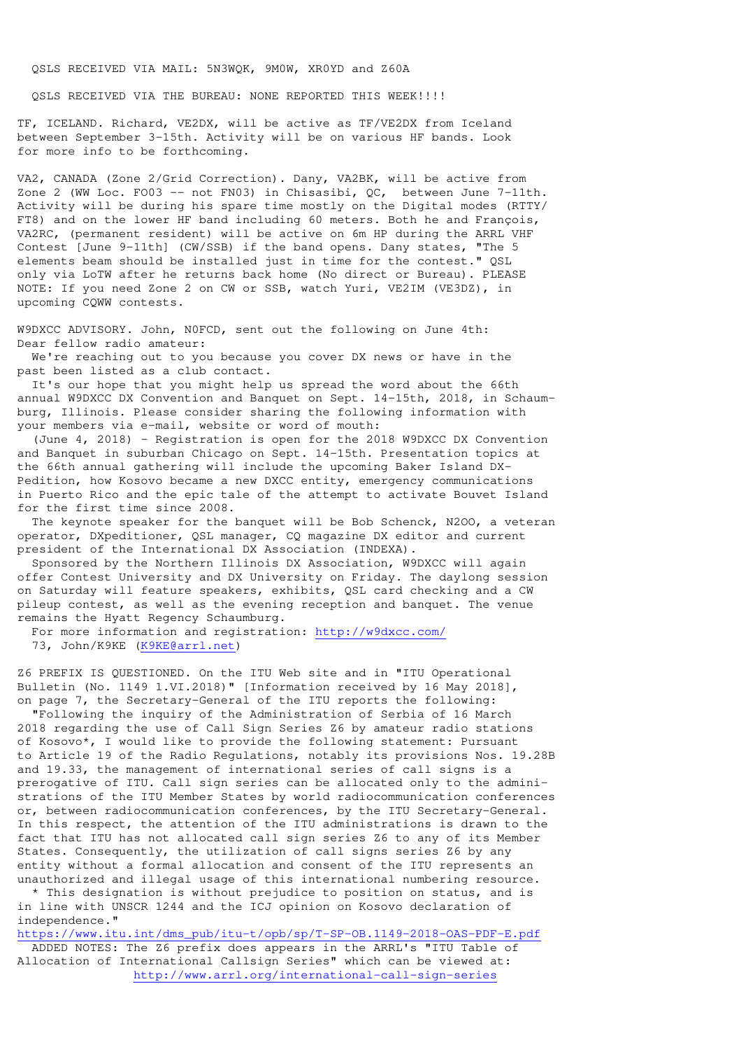QSLS RECEIVED VIA MAIL: 5N3WQK, 9M0W, XR0YD and Z60A

QSLS RECEIVED VIA THE BUREAU: NONE REPORTED THIS WEEK!!!!

TF, ICELAND. Richard, VE2DX, will be active as TF/VE2DX from Iceland between September 3-15th. Activity will be on various HF bands. Look for more info to be forthcoming.

VA2, CANADA (Zone 2/Grid Correction). Dany, VA2BK, will be active from Zone 2 (WW Loc. FO03 -- not FN03) in Chisasibi, QC, between June 7-11th. Activity will be during his spare time mostly on the Digital modes (RTTY/FT8) and on the lower HF band including 60 meters. Both he and François, VA2RC, (permanent resident) will be active on 6m HP during the ARRL VHF Contest [June 9-11th] (CW/SSB) if the band opens. Dany states, "The 5 elements beam should be installed just in time for the contest." QSL only via LoTW after he returns back home (No direct or Bureau). PLEASE NOTE: If you need Zone 2 on CW or SSB, watch Yuri, VE2IM (VE3DZ), in upcoming CQWW contests.

W9DXCC ADVISORY. John, N0FCD, sent out the following on June 4th:
Dear fellow radio amateur:

We're reaching out to you because you cover DX news or have in the past been listed as a club contact.

It's our hope that you might help us spread the word about the 66th annual W9DXCC DX Convention and Banquet on Sept. 14-15th, 2018, in Schaumburg, Illinois. Please consider sharing the following information with your members via e-mail, website or word of mouth:

(June 4, 2018) - Registration is open for the 2018 W9DXCC DX Convention and Banquet in suburban Chicago on Sept. 14-15th. Presentation topics at the 66th annual gathering will include the upcoming Baker Island DX-Pedition, how Kosovo became a new DXCC entity, emergency communications in Puerto Rico and the epic tale of the attempt to activate Bouvet Island for the first time since 2008.

The keynote speaker for the banquet will be Bob Schenck, N2OO, a veteran operator, DXpeditioner, QSL manager, CQ magazine DX editor and current president of the International DX Association (INDEXA).

Sponsored by the Northern Illinois DX Association, W9DXCC will again offer Contest University and DX University on Friday. The daylong session on Saturday will feature speakers, exhibits, QSL card checking and a CW pileup contest, as well as the evening reception and banquet. The venue remains the Hyatt Regency Schaumburg.

For more information and registration: http://w9dxcc.com/

73, John/K9KE (K9KE@arrl.net)

Z6 PREFIX IS QUESTIONED. On the ITU Web site and in "ITU Operational Bulletin (No. 1149 1.VI.2018)" [Information received by 16 May 2018], on page 7, the Secretary-General of the ITU reports the following:

"Following the inquiry of the Administration of Serbia of 16 March 2018 regarding the use of Call Sign Series Z6 by amateur radio stations of Kosovo*, I would like to provide the following statement: Pursuant to Article 19 of the Radio Regulations, notably its provisions Nos. 19.28B and 19.33, the management of international series of call signs is a prerogative of ITU. Call sign series can be allocated only to the administrations of the ITU Member States by world radiocommunication conferences or, between radiocommunication conferences, by the ITU Secretary-General. In this respect, the attention of the ITU administrations is drawn to the fact that ITU has not allocated call sign series Z6 to any of its Member States. Consequently, the utilization of call signs series Z6 by any entity without a formal allocation and consent of the ITU represents an unauthorized and illegal usage of this international numbering resource.

\* This designation is without prejudice to position on status, and is in line with UNSCR 1244 and the ICJ opinion on Kosovo declaration of independence."

https://www.itu.int/dms_pub/itu-t/opb/sp/T-SP-OB.1149-2018-OAS-PDF-E.pdf

ADDED NOTES: The Z6 prefix does appears in the ARRL's "ITU Table of Allocation of International Callsign Series" which can be viewed at: http://www.arrl.org/international-call-sign-series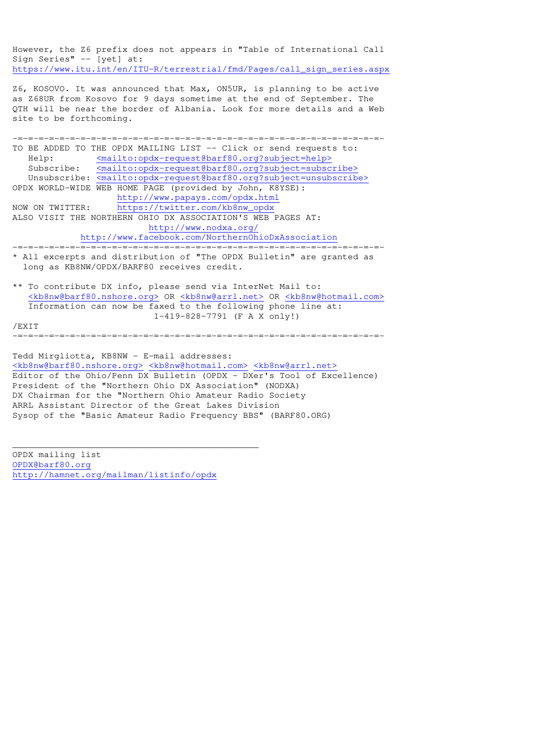However, the Z6 prefix does not appears in "Table of International Call Sign Series" -- [yet] at:
https://www.itu.int/en/ITU-R/terrestrial/fmd/Pages/call_sign_series.aspx

Z6, KOSOVO. It was announced that Max, ON5UR, is planning to be active as Z68UR from Kosovo for 9 days sometime at the end of September. The QTH will be near the border of Albania. Look for more details and a Web site to be forthcoming.

-=-=-=-=-=-=-=-=-=-=-=-=-=-=-=-=-=-=-=-=-=-=-=-=-=-=-=-=-=-=-=-=-=-=-=-=-

TO BE ADDED TO THE OPDX MAILING LIST -- Click or send requests to:
   Help:        <mailto:opdx-request@barf80.org?subject=help>
   Subscribe:   <mailto:opdx-request@barf80.org?subject=subscribe>
   Unsubscribe: <mailto:opdx-request@barf80.org?subject=unsubscribe>

OPDX WORLD-WIDE WEB HOME PAGE (provided by John, K8YSE):
   http://www.papays.com/opdx.html

NOW ON TWITTER:   https://twitter.com/kb8nw_opdx

ALSO VISIT THE NORTHERN OHIO DX ASSOCIATION'S WEB PAGES AT:
   http://www.nodxa.org/
   http://www.facebook.com/NorthernOhioDxAssociation

-=-=-=-=-=-=-=-=-=-=-=-=-=-=-=-=-=-=-=-=-=-=-=-=-=-=-=-=-=-=-=-=-=-=-=-=-

* All excerpts and distribution of "The OPDX Bulletin" are granted as long as KB8NW/OPDX/BARF80 receives credit.

** To contribute DX info, please send via InterNet Mail to:
   <kb8nw@barf80.nshore.org> OR <kb8nw@arrl.net> OR <kb8nw@hotmail.com>
   Information can now be faxed to the following phone line at:
   1-419-828-7791 (F A X only!)

/EXIT

-=-=-=-=-=-=-=-=-=-=-=-=-=-=-=-=-=-=-=-=-=-=-=-=-=-=-=-=-=-=-=-=-=-=-=-=-

Tedd Mirgliotta, KB8NW - E-mail addresses:
<kb8nw@barf80.nshore.org> <kb8nw@hotmail.com> <kb8nw@arrl.net>
Editor of the Ohio/Penn DX Bulletin (OPDX - DXer's Tool of Excellence)
President of the "Northern Ohio DX Association" (NODXA)
DX Chairman for the "Northern Ohio Amateur Radio Society
ARRL Assistant Director of the Great Lakes Division
Sysop of the "Basic Amateur Radio Frequency BBS" (BARF80.ORG)

---

OPDX mailing list
OPDX@barf80.org
http://hamnet.org/mailman/listinfo/opdx